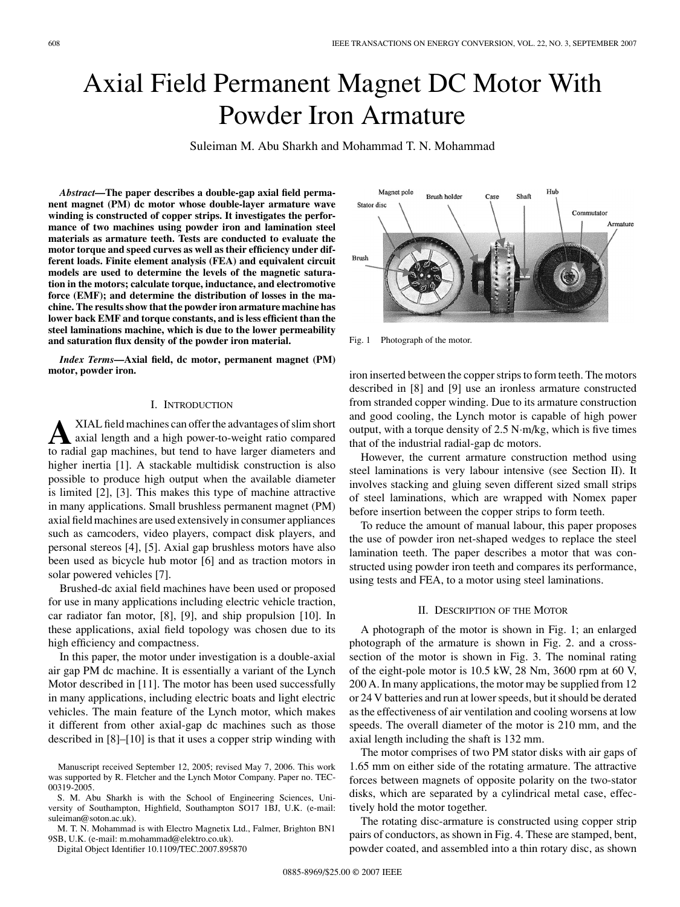# Axial Field Permanent Magnet DC Motor With Powder Iron Armature

Suleiman M. Abu Sharkh and Mohammad T. N. Mohammad

***Abstract*—The paper describes a double-gap axial field permanent magnet (PM) dc motor whose double-layer armature wave winding is constructed of copper strips. It investigates the performance of two machines using powder iron and lamination steel materials as armature teeth. Tests are conducted to evaluate the motor torque and speed curves as well as their efficiency under different loads. Finite element analysis (FEA) and equivalent circuit models are used to determine the levels of the magnetic saturation in the motors; calculate torque, inductance, and electromotive force (EMF); and determine the distribution of losses in the machine. The results show that the powder iron armature machine has lower back EMF and torque constants, and is less efficient than the steel laminations machine, which is due to the lower permeability and saturation flux density of the powder iron material.**

***Index Terms*—Axial field, dc motor, permanent magnet (PM) motor, powder iron.**

## I. Introduction

AXIAL field machines can offer the advantages of slim short axial length and a high power-to-weight ratio compared to radial gap machines, but tend to have larger diameters and higher inertia [1]. A stackable multidisk construction is also possible to produce high output when the available diameter is limited [2], [3]. This makes this type of machine attractive in many applications. Small brushless permanent magnet (PM) axial field machines are used extensively in consumer appliances such as camcoders, video players, compact disk players, and personal stereos [4], [5]. Axial gap brushless motors have also been used as bicycle hub motor [6] and as traction motors in solar powered vehicles [7].

Brushed-dc axial field machines have been used or proposed for use in many applications including electric vehicle traction, car radiator fan motor, [8], [9], and ship propulsion [10]. In these applications, axial field topology was chosen due to its high efficiency and compactness.

In this paper, the motor under investigation is a double-axial air gap PM dc machine. It is essentially a variant of the Lynch Motor described in [11]. The motor has been used successfully in many applications, including electric boats and light electric vehicles. The main feature of the Lynch motor, which makes it different from other axial-gap dc machines such as those described in [8]–[10] is that it uses a copper strip winding with iron inserted between the copper strips to form teeth. The motors described in [8] and [9] use an ironless armature constructed from stranded copper winding. Due to its armature construction and good cooling, the Lynch motor is capable of high power output, with a torque density of 2.5 N·m/kg, which is five times that of the industrial radial-gap dc motors.

However, the current armature construction method using steel laminations is very labour intensive (see Section II). It involves stacking and gluing seven different sized small strips of steel laminations, which are wrapped with Nomex paper before insertion between the copper strips to form teeth.

To reduce the amount of manual labour, this paper proposes the use of powder iron net-shaped wedges to replace the steel lamination teeth. The paper describes a motor that was constructed using powder iron teeth and compares its performance, using tests and FEA, to a motor using steel laminations.

Fig. 1 Photograph of the motor.

## II. Description of the Motor

A photograph of the motor is shown in Fig. 1; an enlarged photograph of the armature is shown in Fig. 2. and a cross-section of the motor is shown in Fig. 3. The nominal rating of the eight-pole motor is 10.5 kW, 28 Nm, 3600 rpm at 60 V, 200 A. In many applications, the motor may be supplied from 12 or 24 V batteries and run at lower speeds, but it should be derated as the effectiveness of air ventilation and cooling worsens at low speeds. The overall diameter of the motor is 210 mm, and the axial length including the shaft is 132 mm.

The motor comprises of two PM stator disks with air gaps of 1.65 mm on either side of the rotating armature. The attractive forces between magnets of opposite polarity on the two-stator disks, which are separated by a cylindrical metal case, effectively hold the motor together.

The rotating disc-armature is constructed using copper strip pairs of conductors, as shown in Fig. 4. These are stamped, bent, powder coated, and assembled into a thin rotary disc, as shown

Manuscript received September 12, 2005; revised May 7, 2006. This work was supported by R. Fletcher and the Lynch Motor Company. Paper no. TEC-00319-2005.

S. M. Abu Sharkh is with the School of Engineering Sciences, University of Southampton, Highfield, Southampton SO17 1BJ, U.K. (e-mail: suleiman@soton.ac.uk).

M. T. N. Mohammad is with Electro Magnetix Ltd., Falmer, Brighton BN1 9SB, U.K. (e-mail: m.mohammad@elektro.co.uk).

Digital Object Identifier 10.1109/TEC.2007.895870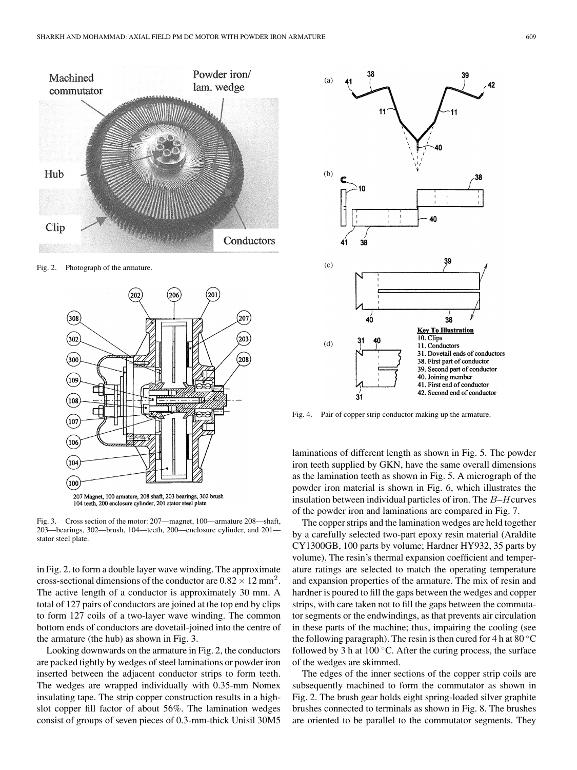Fig. 2. Photograph of the armature.

Fig. 3. Cross section of the motor: 207—magnet, 100—armature 208—shaft, 203—bearings, 302—brush, 104—teeth, 200—enclosure cylinder, and 201—stator steel plate.

in Fig. 2. to form a double layer wave winding. The approximate cross-sectional dimensions of the conductor are $0.82 \times 12$ mm$^2$. The active length of a conductor is approximately 30 mm. A total of 127 pairs of conductors are joined at the top end by clips to form 127 coils of a two-layer wave winding. The common bottom ends of conductors are dovetail-joined into the centre of the armature (the hub) as shown in Fig. 3.

Looking downwards on the armature in Fig. 2, the conductors are packed tightly by wedges of steel laminations or powder iron inserted between the adjacent conductor strips to form teeth. The wedges are wrapped individually with 0.35-mm Nomex insulating tape. The strip copper construction results in a high-slot copper fill factor of about 56%. The lamination wedges consist of groups of seven pieces of 0.3-mm-thick Unisil 30M5 laminations of different length as shown in Fig. 5. The powder iron teeth supplied by GKN, have the same overall dimensions as the lamination teeth as shown in Fig. 5. A micrograph of the powder iron material is shown in Fig. 6, which illustrates the insulation between individual particles of iron. The $B$–$H$curves of the powder iron and laminations are compared in Fig. 7.

Fig. 4. Pair of copper strip conductor making up the armature.

The copper strips and the lamination wedges are held together by a carefully selected two-part epoxy resin material (Araldite CY1300GB, 100 parts by volume; Hardner HY932, 35 parts by volume). The resin's thermal expansion coefficient and temperature ratings are selected to match the operating temperature and expansion properties of the armature. The mix of resin and hardner is poured to fill the gaps between the wedges and copper strips, with care taken not to fill the gaps between the commutator segments or the endwindings, as that prevents air circulation in these parts of the machine; thus, impairing the cooling (see the following paragraph). The resin is then cured for 4 h at 80 °C followed by 3 h at 100 °C. After the curing process, the surface of the wedges are skimmed.

The edges of the inner sections of the copper strip coils are subsequently machined to form the commutator as shown in Fig. 2. The brush gear holds eight spring-loaded silver graphite brushes connected to terminals as shown in Fig. 8. The brushes are oriented to be parallel to the commutator segments. They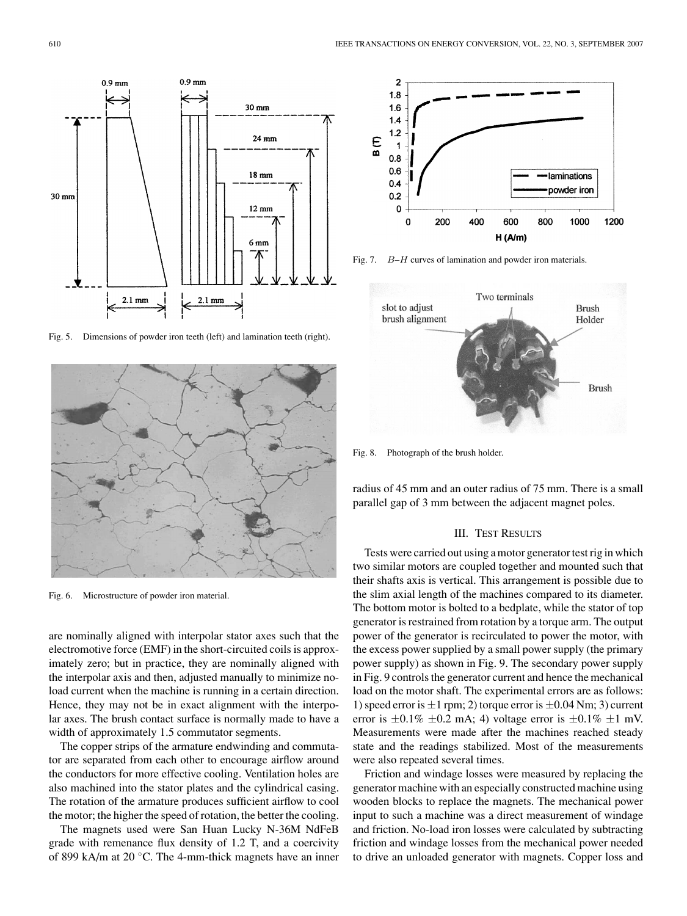Fig. 5. Dimensions of powder iron teeth (left) and lamination teeth (right).

Fig. 6. Microstructure of powder iron material.

are nominally aligned with interpolar stator axes such that the electromotive force (EMF) in the short-circuited coils is approximately zero; but in practice, they are nominally aligned with the interpolar axis and then, adjusted manually to minimize no-load current when the machine is running in a certain direction. Hence, they may not be in exact alignment with the interpolar axes. The brush contact surface is normally made to have a width of approximately 1.5 commutator segments.

The copper strips of the armature endwinding and commutator are separated from each other to encourage airflow around the conductors for more effective cooling. Ventilation holes are also machined into the stator plates and the cylindrical casing. The rotation of the armature produces sufficient airflow to cool the motor; the higher the speed of rotation, the better the cooling.

The magnets used were San Huan Lucky N-36M NdFeB grade with remanence flux density of 1.2 T, and a coercivity of 899 kA/m at 20 °C. The 4-mm-thick magnets have an inner radius of 45 mm and an outer radius of 75 mm. There is a small parallel gap of 3 mm between the adjacent magnet poles.

Fig. 7. $B$–$H$ curves of lamination and powder iron materials.

Fig. 8. Photograph of the brush holder.

## III. Test Results

Tests were carried out using a motor generator test rig in which two similar motors are coupled together and mounted such that their shafts axis is vertical. This arrangement is possible due to the slim axial length of the machines compared to its diameter. The bottom motor is bolted to a bedplate, while the stator of top generator is restrained from rotation by a torque arm. The output power of the generator is recirculated to power the motor, with the excess power supplied by a small power supply (the primary power supply) as shown in Fig. 9. The secondary power supply in Fig. 9 controls the generator current and hence the mechanical load on the motor shaft. The experimental errors are as follows: 1) speed error is $\pm 1$ rpm; 2) torque error is $\pm 0.04$ Nm; 3) current error is $\pm 0.1\%$ $\pm 0.2$ mA; 4) voltage error is $\pm 0.1\%$ $\pm 1$ mV. Measurements were made after the machines reached steady state and the readings stabilized. Most of the measurements were also repeated several times.

Friction and windage losses were measured by replacing the generator machine with an especially constructed machine using wooden blocks to replace the magnets. The mechanical power input to such a machine was a direct measurement of windage and friction. No-load iron losses were calculated by subtracting friction and windage losses from the mechanical power needed to drive an unloaded generator with magnets. Copper loss and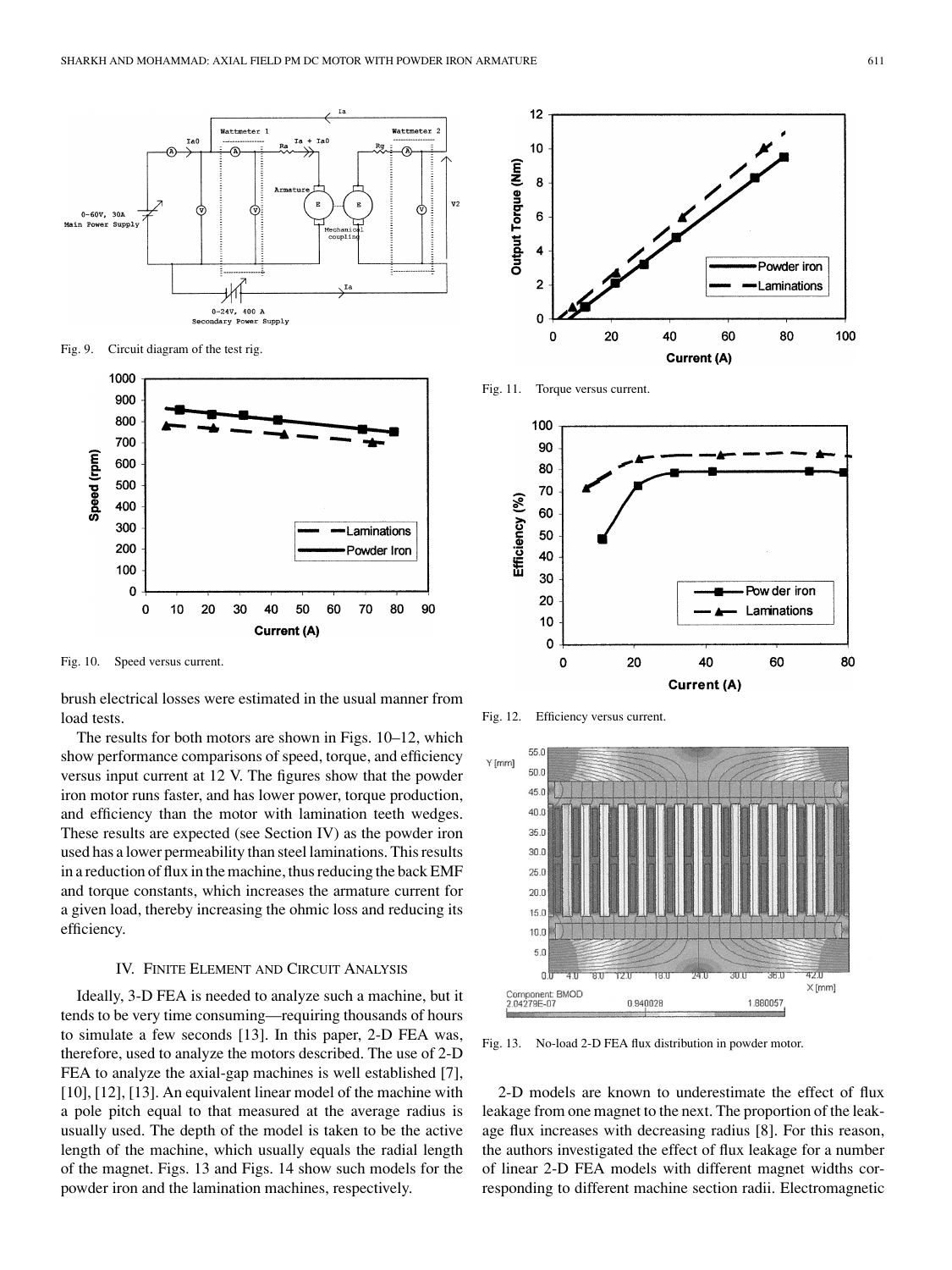Fig. 9. Circuit diagram of the test rig.

Fig. 10. Speed versus current.

brush electrical losses were estimated in the usual manner from load tests.

The results for both motors are shown in Figs. 10–12, which show performance comparisons of speed, torque, and efficiency versus input current at 12 V. The figures show that the powder iron motor runs faster, and has lower power, torque production, and efficiency than the motor with lamination teeth wedges. These results are expected (see Section IV) as the powder iron used has a lower permeability than steel laminations. This results in a reduction of flux in the machine, thus reducing the back EMF and torque constants, which increases the armature current for a given load, thereby increasing the ohmic loss and reducing its efficiency.

## IV. Finite Element and Circuit Analysis

Ideally, 3-D FEA is needed to analyze such a machine, but it tends to be very time consuming—requiring thousands of hours to simulate a few seconds [13]. In this paper, 2-D FEA was, therefore, used to analyze the motors described. The use of 2-D FEA to analyze the axial-gap machines is well established [7], [10], [12], [13]. An equivalent linear model of the machine with a pole pitch equal to that measured at the average radius is usually used. The depth of the model is taken to be the active length of the machine, which usually equals the radial length of the magnet. Figs. 13 and Figs. 14 show such models for the powder iron and the lamination machines, respectively.

Fig. 11. Torque versus current.

Fig. 12. Efficiency versus current.

Fig. 13. No-load 2-D FEA flux distribution in powder motor.

2-D models are known to underestimate the effect of flux leakage from one magnet to the next. The proportion of the leakage flux increases with decreasing radius [8]. For this reason, the authors investigated the effect of flux leakage for a number of linear 2-D FEA models with different magnet widths corresponding to different machine section radii. Electromagnetic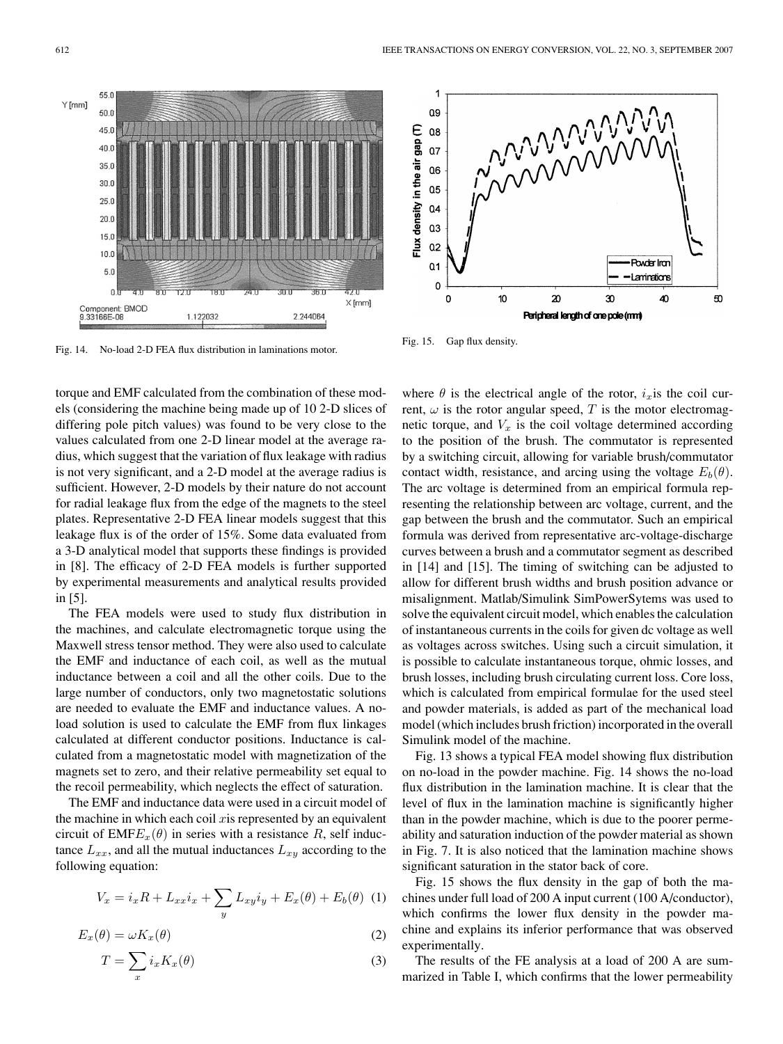Fig. 14. No-load 2-D FEA flux distribution in laminations motor.

Fig. 15. Gap flux density.

torque and EMF calculated from the combination of these models (considering the machine being made up of 10 2-D slices of differing pole pitch values) was found to be very close to the values calculated from one 2-D linear model at the average radius, which suggest that the variation of flux leakage with radius is not very significant, and a 2-D model at the average radius is sufficient. However, 2-D models by their nature do not account for radial leakage flux from the edge of the magnets to the steel plates. Representative 2-D FEA linear models suggest that this leakage flux is of the order of 15%. Some data evaluated from a 3-D analytical model that supports these findings is provided in [8]. The efficacy of 2-D FEA models is further supported by experimental measurements and analytical results provided in [5].

The FEA models were used to study flux distribution in the machines, and calculate electromagnetic torque using the Maxwell stress tensor method. They were also used to calculate the EMF and inductance of each coil, as well as the mutual inductance between a coil and all the other coils. Due to the large number of conductors, only two magnetostatic solutions are needed to evaluate the EMF and inductance values. A no-load solution is used to calculate the EMF from flux linkages calculated at different conductor positions. Inductance is calculated from a magnetostatic model with magnetization of the magnets set to zero, and their relative permeability set equal to the recoil permeability, which neglects the effect of saturation.

The EMF and inductance data were used in a circuit model of the machine in which each coil $x$ is represented by an equivalent circuit of EMF $E_x(\theta)$ in series with a resistance $R$, self inductance $L_{xx}$, and all the mutual inductances $L_{xy}$ according to the following equation:

$$V_x = i_x R + L_{xx} i_x + \sum_y L_{xy} i_y + E_x(\theta) + E_b(\theta) \quad (1)$$

$$E_x(\theta) = \omega K_x(\theta) \quad (2)$$

$$T = \sum_x i_x K_x(\theta) \quad (3)$$

where $\theta$ is the electrical angle of the rotor, $i_x$ is the coil current, $\omega$ is the rotor angular speed, $T$ is the motor electromagnetic torque, and $V_x$ is the coil voltage determined according to the position of the brush. The commutator is represented by a switching circuit, allowing for variable brush/commutator contact width, resistance, and arcing using the voltage $E_b(\theta)$. The arc voltage is determined from an empirical formula representing the relationship between arc voltage, current, and the gap between the brush and the commutator. Such an empirical formula was derived from representative arc-voltage-discharge curves between a brush and a commutator segment as described in [14] and [15]. The timing of switching can be adjusted to allow for different brush widths and brush position advance or misalignment. Matlab/Simulink SimPowerSytems was used to solve the equivalent circuit model, which enables the calculation of instantaneous currents in the coils for given dc voltage as well as voltages across switches. Using such a circuit simulation, it is possible to calculate instantaneous torque, ohmic losses, and brush losses, including brush circulating current loss. Core loss, which is calculated from empirical formulae for the used steel and powder materials, is added as part of the mechanical load model (which includes brush friction) incorporated in the overall Simulink model of the machine.

Fig. 13 shows a typical FEA model showing flux distribution on no-load in the powder machine. Fig. 14 shows the no-load flux distribution in the lamination machine. It is clear that the level of flux in the lamination machine is significantly higher than in the powder machine, which is due to the poorer permeability and saturation induction of the powder material as shown in Fig. 7. It is also noticed that the lamination machine shows significant saturation in the stator back of core.

Fig. 15 shows the flux density in the gap of both the machines under full load of 200 A input current (100 A/conductor), which confirms the lower flux density in the powder machine and explains its inferior performance that was observed experimentally.

The results of the FE analysis at a load of 200 A are summarized in Table I, which confirms that the lower permeability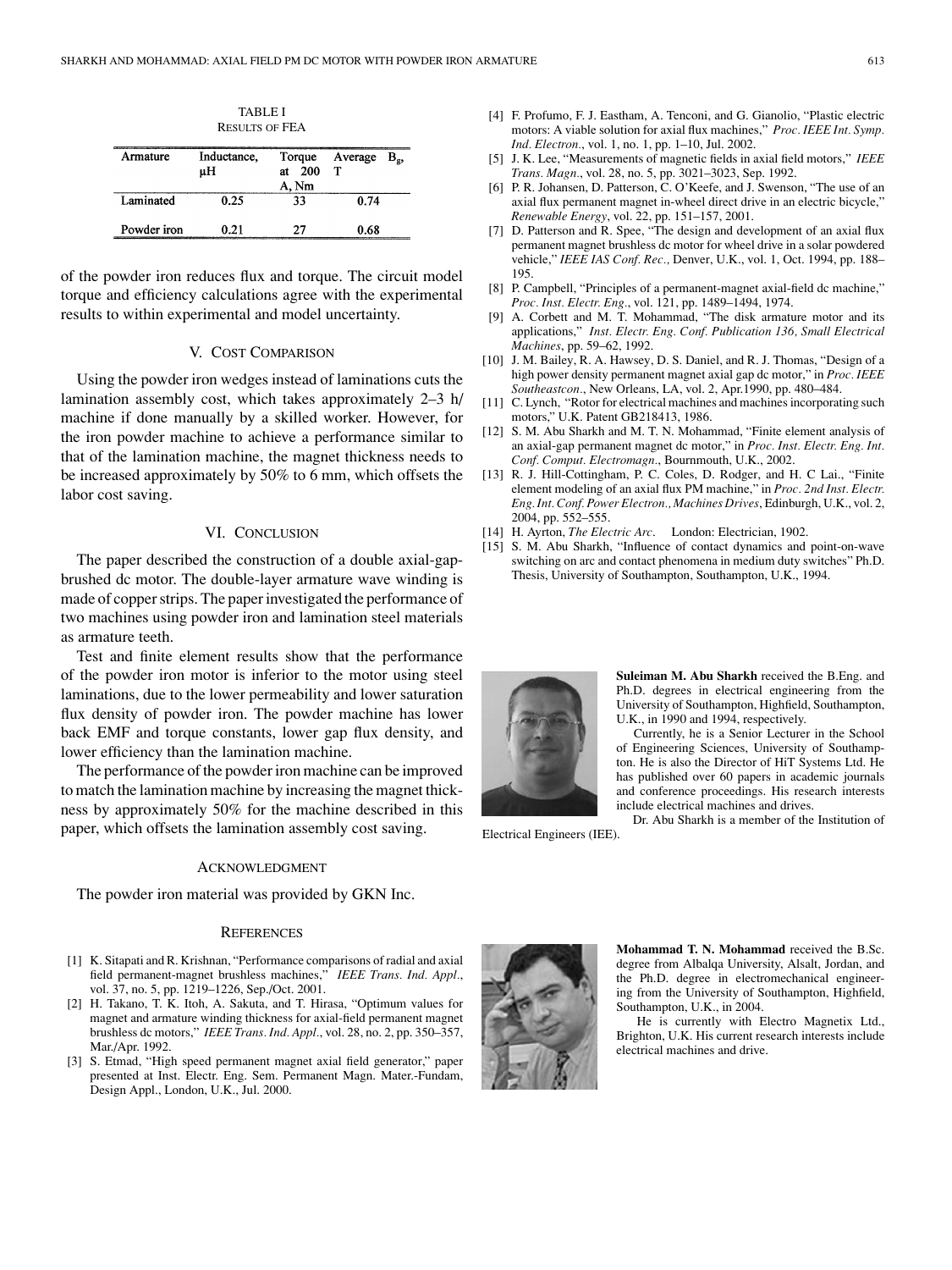TABLE I
RESULTS OF FEA

| Armature | Inductance, μH | Torque at 200 A, Nm | Average $B_g$, T |
|---|---|---|---|
| Laminated | 0.25 | 33 | 0.74 |
| Powder iron | 0.21 | 27 | 0.68 |

of the powder iron reduces flux and torque. The circuit model torque and efficiency calculations agree with the experimental results to within experimental and model uncertainty.

## V. Cost Comparison

Using the powder iron wedges instead of laminations cuts the lamination assembly cost, which takes approximately 2–3 h/machine if done manually by a skilled worker. However, for the iron powder machine to achieve a performance similar to that of the lamination machine, the magnet thickness needs to be increased approximately by 50% to 6 mm, which offsets the labor cost saving.

## VI. Conclusion

The paper described the construction of a double axial-gap-brushed dc motor. The double-layer armature wave winding is made of copper strips. The paper investigated the performance of two machines using powder iron and lamination steel materials as armature teeth.

Test and finite element results show that the performance of the powder iron motor is inferior to the motor using steel laminations, due to the lower permeability and lower saturation flux density of powder iron. The powder machine has lower back EMF and torque constants, lower gap flux density, and lower efficiency than the lamination machine.

The performance of the powder iron machine can be improved to match the lamination machine by increasing the magnet thickness by approximately 50% for the machine described in this paper, which offsets the lamination assembly cost saving.

## Acknowledgment

The powder iron material was provided by GKN Inc.

## References

[1] K. Sitapati and R. Krishnan, "Performance comparisons of radial and axial field permanent-magnet brushless machines," *IEEE Trans. Ind. Appl.*, vol. 37, no. 5, pp. 1219–1226, Sep./Oct. 2001.

[2] H. Takano, T. K. Itoh, A. Sakuta, and T. Hirasa, "Optimum values for magnet and armature winding thickness for axial-field permanent magnet brushless dc motors," *IEEE Trans. Ind. Appl.*, vol. 28, no. 2, pp. 350–357, Mar./Apr. 1992.

[3] S. Etmad, "High speed permanent magnet axial field generator," paper presented at Inst. Electr. Eng. Sem. Permanent Magn. Mater.-Fundam, Design Appl., London, U.K., Jul. 2000.

[4] F. Profumo, F. J. Eastham, A. Tenconi, and G. Gianolio, "Plastic electric motors: A viable solution for axial flux machines," *Proc. IEEE Int. Symp. Ind. Electron.*, vol. 1, no. 1, pp. 1–10, Jul. 2002.

[5] J. K. Lee, "Measurements of magnetic fields in axial field motors," *IEEE Trans. Magn.*, vol. 28, no. 5, pp. 3021–3023, Sep. 1992.

[6] P. R. Johansen, D. Patterson, C. O'Keefe, and J. Swenson, "The use of an axial flux permanent magnet in-wheel direct drive in an electric bicycle," *Renewable Energy*, vol. 22, pp. 151–157, 2001.

[7] D. Patterson and R. Spee, "The design and development of an axial flux permanent magnet brushless dc motor for wheel drive in a solar powdered vehicle," *IEEE IAS Conf. Rec.,* Denver, U.K., vol. 1, Oct. 1994, pp. 188–195.

[8] P. Campbell, "Principles of a permanent-magnet axial-field dc machine," *Proc. Inst. Electr. Eng.*, vol. 121, pp. 1489–1494, 1974.

[9] A. Corbett and M. T. Mohammad, "The disk armature motor and its applications," *Inst. Electr. Eng. Conf. Publication 136, Small Electrical Machines*, pp. 59–62, 1992.

[10] J. M. Bailey, R. A. Hawsey, D. S. Daniel, and R. J. Thomas, "Design of a high power density permanent magnet axial gap dc motor," in *Proc. IEEE Southeastcon.*, New Orleans, LA, vol. 2, Apr.1990, pp. 480–484.

[11] C. Lynch, "Rotor for electrical machines and machines incorporating such motors," U.K. Patent GB218413, 1986.

[12] S. M. Abu Sharkh and M. T. N. Mohammad, "Finite element analysis of an axial-gap permanent magnet dc motor," in *Proc. Inst. Electr. Eng. Int. Conf. Comput. Electromagn.*, Bournmouth, U.K., 2002.

[13] R. J. Hill-Cottingham, P. C. Coles, D. Rodger, and H. C Lai., "Finite element modeling of an axial flux PM machine," in *Proc. 2nd Inst. Electr. Eng. Int. Conf. Power Electron., Machines Drives*, Edinburgh, U.K., vol. 2, 2004, pp. 552–555.

[14] H. Ayrton, *The Electric Arc*. London: Electrician, 1902.

[15] S. M. Abu Sharkh, "Influence of contact dynamics and point-on-wave switching on arc and contact phenomena in medium duty switches" Ph.D. Thesis, University of Southampton, Southampton, U.K., 1994.

**Suleiman M. Abu Sharkh** received the B.Eng. and Ph.D. degrees in electrical engineering from the University of Southampton, Highfield, Southampton, U.K., in 1990 and 1994, respectively.

Currently, he is a Senior Lecturer in the School of Engineering Sciences, University of Southampton. He is also the Director of HiT Systems Ltd. He has published over 60 papers in academic journals and conference proceedings. His research interests include electrical machines and drives.

Dr. Abu Sharkh is a member of the Institution of Electrical Engineers (IEE).

**Mohammad T. N. Mohammad** received the B.Sc. degree from Albalqa University, Alsalt, Jordan, and the Ph.D. degree in electromechanical engineering from the University of Southampton, Highfield, Southampton, U.K., in 2004.

He is currently with Electro Magnetix Ltd., Brighton, U.K. His current research interests include electrical machines and drive.